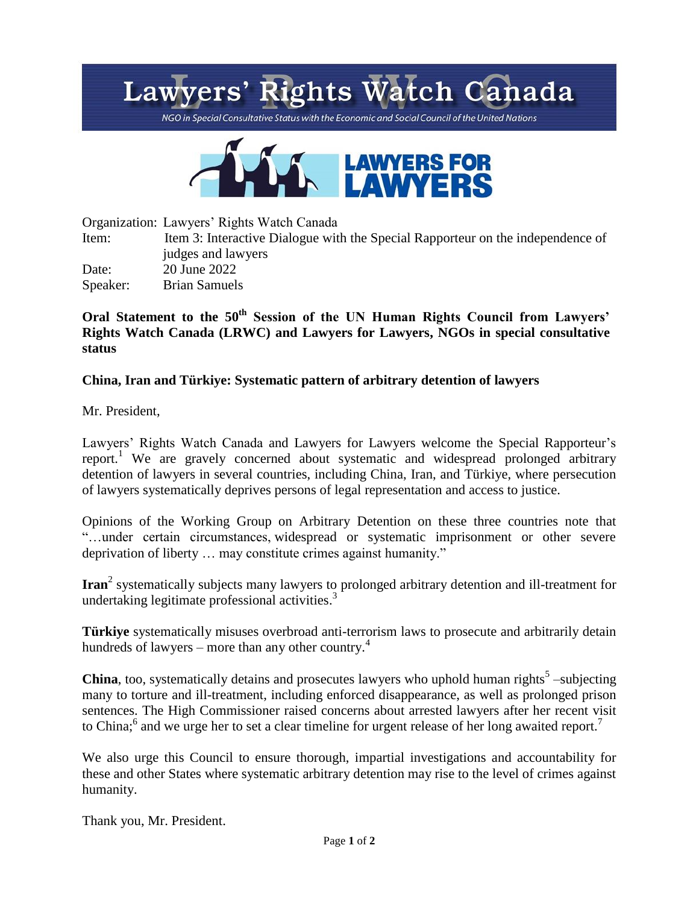# Lawyers' Rights Watch Canada

*NGO in Special Consultative Status with the Economic and Social Council of the United Nations*

LAWYERS FOR LAWYERS

Organization: Lawyers' Rights Watch Canada
Item: Item 3: Interactive Dialogue with the Special Rapporteur on the independence of judges and lawyers
Date: 20 June 2022
Speaker: Brian Samuels

**Oral Statement to the 50th Session of the UN Human Rights Council from Lawyers' Rights Watch Canada (LRWC) and Lawyers for Lawyers, NGOs in special consultative status**

**China, Iran and Türkiye: Systematic pattern of arbitrary detention of lawyers**

Mr. President,

Lawyers' Rights Watch Canada and Lawyers for Lawyers welcome the Special Rapporteur's report.[1] We are gravely concerned about systematic and widespread prolonged arbitrary detention of lawyers in several countries, including China, Iran, and Türkiye, where persecution of lawyers systematically deprives persons of legal representation and access to justice.

Opinions of the Working Group on Arbitrary Detention on these three countries note that "…under certain circumstances, widespread or systematic imprisonment or other severe deprivation of liberty … may constitute crimes against humanity."

**Iran**[2] systematically subjects many lawyers to prolonged arbitrary detention and ill-treatment for undertaking legitimate professional activities.[3]

**Türkiye** systematically misuses overbroad anti-terrorism laws to prosecute and arbitrarily detain hundreds of lawyers – more than any other country.[4]

**China**, too, systematically detains and prosecutes lawyers who uphold human rights[5] –subjecting many to torture and ill-treatment, including enforced disappearance, as well as prolonged prison sentences. The High Commissioner raised concerns about arrested lawyers after her recent visit to China;[6] and we urge her to set a clear timeline for urgent release of her long awaited report.[7]

We also urge this Council to ensure thorough, impartial investigations and accountability for these and other States where systematic arbitrary detention may rise to the level of crimes against humanity.

Thank you, Mr. President.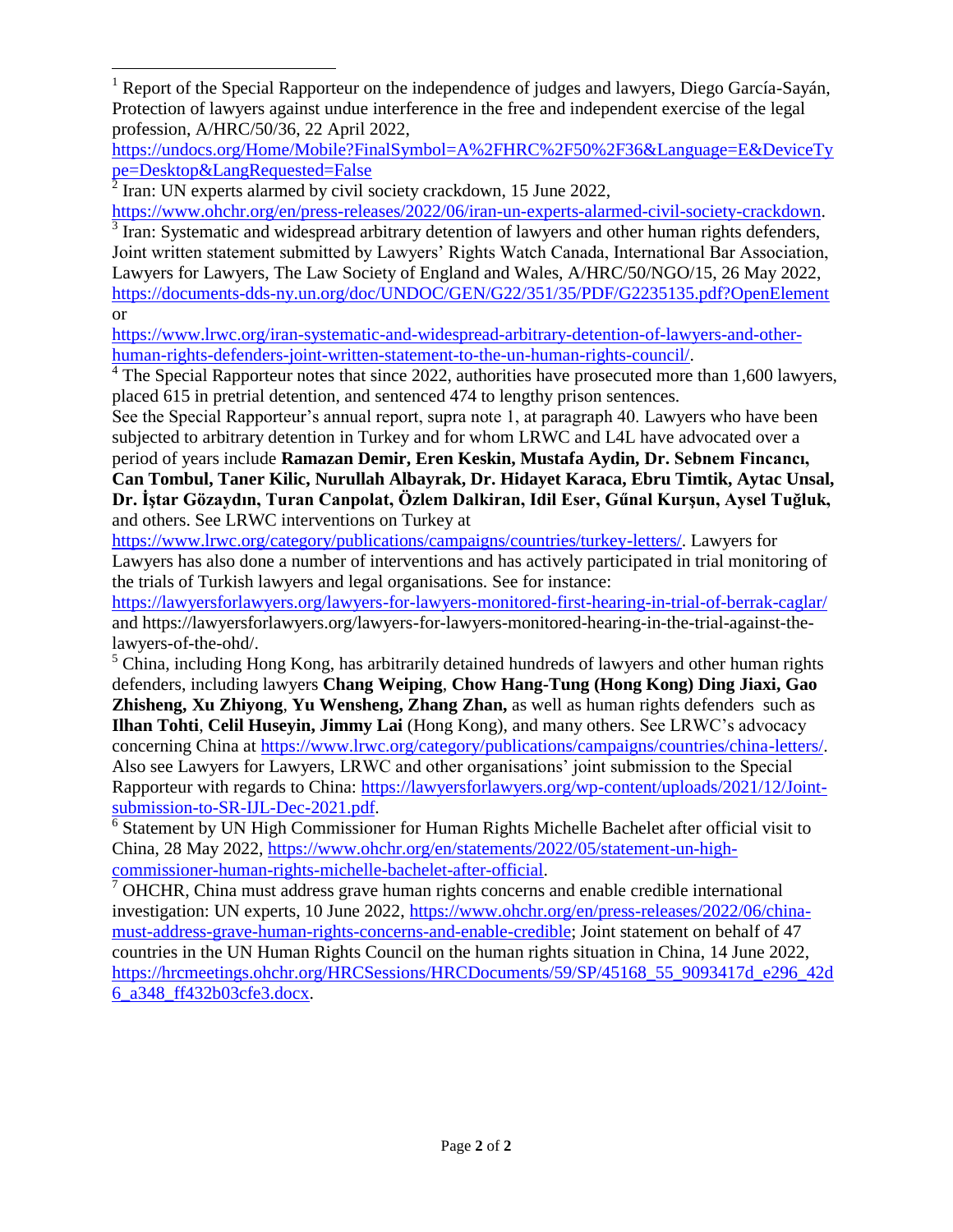[1] Report of the Special Rapporteur on the independence of judges and lawyers, Diego García-Sayán, Protection of lawyers against undue interference in the free and independent exercise of the legal profession, A/HRC/50/36, 22 April 2022, https://undocs.org/Home/Mobile?FinalSymbol=A%2FHRC%2F50%2F36&Language=E&DeviceType=Desktop&LangRequested=False

[2] Iran: UN experts alarmed by civil society crackdown, 15 June 2022, https://www.ohchr.org/en/press-releases/2022/06/iran-un-experts-alarmed-civil-society-crackdown.

[3] Iran: Systematic and widespread arbitrary detention of lawyers and other human rights defenders, Joint written statement submitted by Lawyers' Rights Watch Canada, International Bar Association, Lawyers for Lawyers, The Law Society of England and Wales, A/HRC/50/NGO/15, 26 May 2022, https://documents-dds-ny.un.org/doc/UNDOC/GEN/G22/351/35/PDF/G2235135.pdf?OpenElement or https://www.lrwc.org/iran-systematic-and-widespread-arbitrary-detention-of-lawyers-and-other-human-rights-defenders-joint-written-statement-to-the-un-human-rights-council/.

[4] The Special Rapporteur notes that since 2022, authorities have prosecuted more than 1,600 lawyers, placed 615 in pretrial detention, and sentenced 474 to lengthy prison sentences. See the Special Rapporteur's annual report, supra note 1, at paragraph 40. Lawyers who have been subjected to arbitrary detention in Turkey and for whom LRWC and L4L have advocated over a period of years include **Ramazan Demir, Eren Keskin, Mustafa Aydin, Dr. Sebnem Fincancı, Can Tombul, Taner Kilic, Nurullah Albayrak, Dr. Hidayet Karaca, Ebru Timtik, Aytac Unsal, Dr. İştar Gözaydın, Turan Canpolat, Özlem Dalkiran, Idil Eser, Gűnal Kurşun, Aysel Tuğluk,** and others. See LRWC interventions on Turkey at https://www.lrwc.org/category/publications/campaigns/countries/turkey-letters/. Lawyers for Lawyers has also done a number of interventions and has actively participated in trial monitoring of the trials of Turkish lawyers and legal organisations. See for instance: https://lawyersforlawyers.org/lawyers-for-lawyers-monitored-first-hearing-in-trial-of-berrak-caglar/ and https://lawyersforlawyers.org/lawyers-for-lawyers-monitored-hearing-in-the-trial-against-the-lawyers-of-the-ohd/.

[5] China, including Hong Kong, has arbitrarily detained hundreds of lawyers and other human rights defenders, including lawyers **Chang Weiping**, **Chow Hang-Tung (Hong Kong) Ding Jiaxi, Gao Zhisheng, Xu Zhiyong**, **Yu Wensheng, Zhang Zhan,** as well as human rights defenders such as **Ilhan Tohti**, **Celil Huseyin, Jimmy Lai** (Hong Kong), and many others. See LRWC's advocacy concerning China at https://www.lrwc.org/category/publications/campaigns/countries/china-letters/. Also see Lawyers for Lawyers, LRWC and other organisations' joint submission to the Special Rapporteur with regards to China: https://lawyersforlawyers.org/wp-content/uploads/2021/12/Joint-submission-to-SR-IJL-Dec-2021.pdf.

[6] Statement by UN High Commissioner for Human Rights Michelle Bachelet after official visit to China, 28 May 2022, https://www.ohchr.org/en/statements/2022/05/statement-un-high-commissioner-human-rights-michelle-bachelet-after-official.

[7] OHCHR, China must address grave human rights concerns and enable credible international investigation: UN experts, 10 June 2022, https://www.ohchr.org/en/press-releases/2022/06/china-must-address-grave-human-rights-concerns-and-enable-credible; Joint statement on behalf of 47 countries in the UN Human Rights Council on the human rights situation in China, 14 June 2022, https://hrcmeetings.ohchr.org/HRCSessions/HRCDocuments/59/SP/45168_55_9093417d_e296_42d6_a348_ff432b03cfe3.docx.